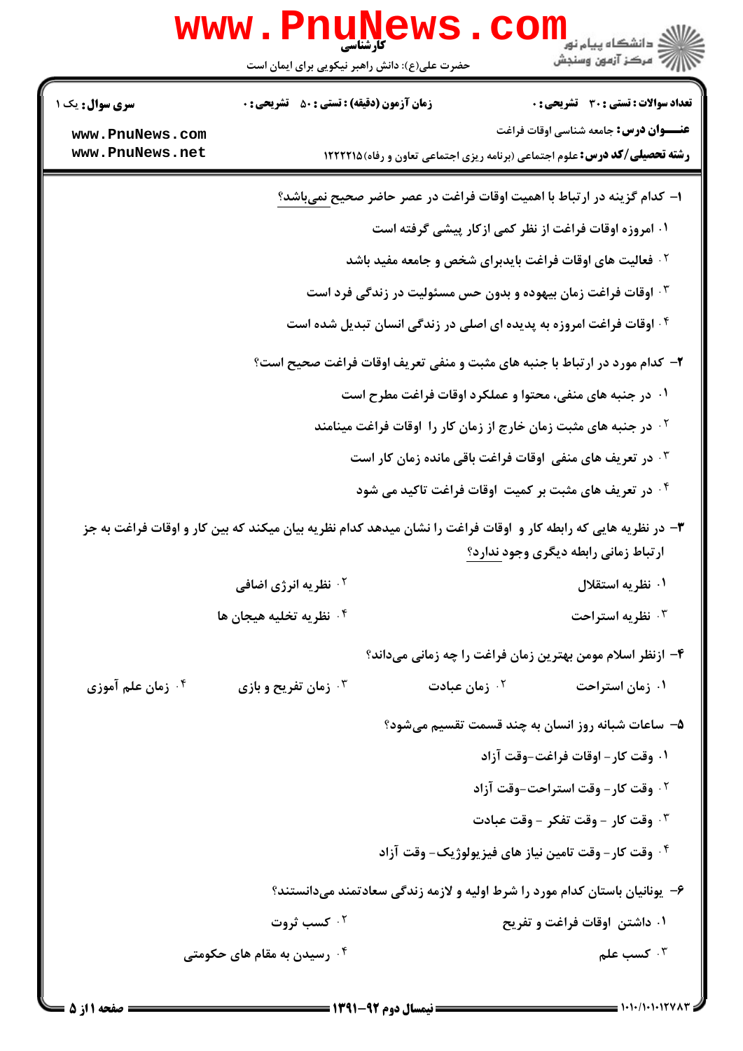کارشناسی

حضرت علی(ع): دانش راهبر نیکویی برای ایمان است

**سری سوال:** یک ۱

**زمان آزمون (دقیقه) : تستی : ۵۰ تشریحی : ۰**

**تعداد سوالات : تستی : ۳۰ تشریحی : ۰**

**عنـــوان درس:** جامعه شناسی اوقات فراغت

**رشته تحصیلی/کد درس:** علوم اجتماعی (برنامه ریزی اجتماعی تعاون و رفاه)۱۲۲۲۲۱۵

۱- کدام گزینه در ارتباط با اهمیت اوقات فراغت در عصر حاضر صحیح نمی‌باشد؟

۱. امروزه اوقات فراغت از نظر کمی ازکار پیشی گرفته است

۲. فعالیت های اوقات فراغت بایدبرای شخص و جامعه مفید باشد

۳. اوقات فراغت زمان بیهوده و بدون حس مسئولیت در زندگی فرد است

۴. اوقات فراغت امروزه به پدیده ای اصلی در زندگی انسان تبدیل شده است

۲- کدام مورد در ارتباط با جنبه های مثبت و منفی تعریف اوقات فراغت صحیح است؟

۱. در جنبه های منفی، محتوا و عملکرد اوقات فراغت مطرح است

۲. در جنبه های مثبت زمان خارج از زمان کار را اوقات فراغت مینامند

۳. در تعریف های منفی اوقات فراغت باقی مانده زمان کار است

۴. در تعریف های مثبت بر کمیت اوقات فراغت تاکید می شود

۳- در نظریه هایی که رابطه کار و اوقات فراغت را نشان میدهد کدام نظریه بیان میکند که بین کار و اوقات فراغت به جز ارتباط زمانی رابطه دیگری وجود ندارد؟

۱. نظریه استقلال

۲. نظریه انرژی اضافی

۳. نظریه استراحت

۴. نظریه تخلیه هیجان ها

۴- ازنظر اسلام مومن بهترین زمان فراغت را چه زمانی می‌داند؟

۱. زمان استراحت

۲. زمان عبادت

۳. زمان تفریح و بازی

۴. زمان علم آموزی

۵- ساعات شبانه روز انسان به چند قسمت تقسیم می‌شود؟

۱. وقت کار- اوقات فراغت-وقت آزاد

۲. وقت کار- وقت استراحت-وقت آزاد

۳. وقت کار - وقت تفکر - وقت عبادت

۴. وقت کار- وقت تامین نیاز های فیزیولوژیک- وقت آزاد

۶- یونانیان باستان کدام مورد را شرط اولیه و لازمه زندگی سعادتمند می‌دانستند؟

۱. داشتن اوقات فراغت و تفریح

۲. کسب ثروت

۳. کسب علم

۴. رسیدن به مقام های حکومتی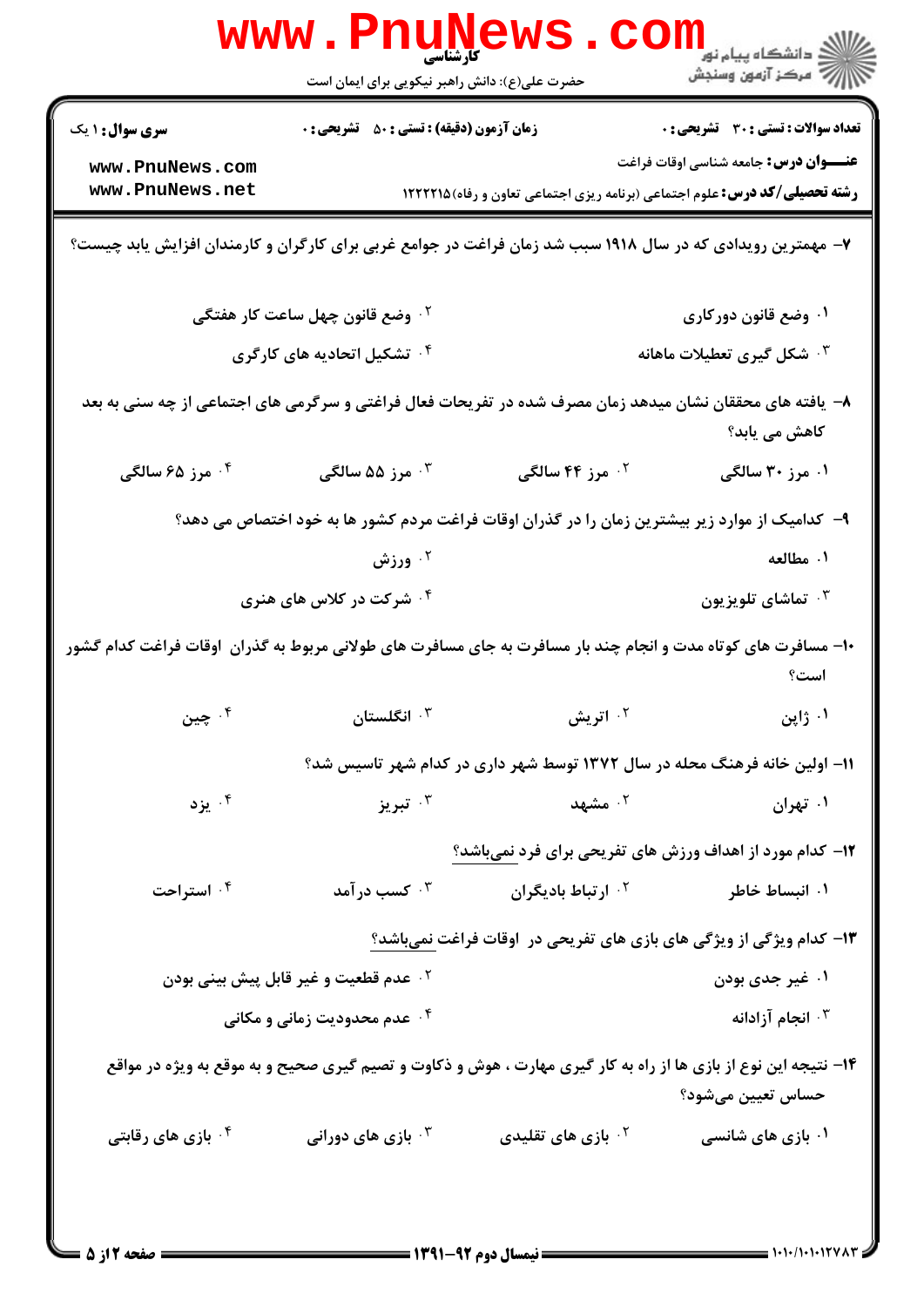**تعداد سوالات : تستی : ۳۰ تشریحی : ۰** | **زمان آزمون (دقیقه) : تستی : ۵۰ تشریحی : ۰** | **سری سوال : ۱ یک**

**عنـــوان درس:** جامعه شناسی اوقات فراغت

**رشته تحصیلی/کد درس:** علوم اجتماعی (برنامه ریزی اجتماعی تعاون و رفاه)۱۲۲۲۲۱۵

۷- مهمترین رویدادی که در سال ۱۹۱۸ سبب شد زمان فراغت در جوامع غربی برای کارگران و کارمندان افزایش یابد چیست؟

۱. وضع قانون دورکاری
۲. وضع قانون چهل ساعت کار هفتگی
۳. شکل گیری تعطیلات ماهانه
۴. تشکیل اتحادیه های کارگری

۸- یافته های محققان نشان میدهد زمان مصرف شده در تفریحات فعال فراغتی و سرگرمی های اجتماعی از چه سنی به بعد کاهش می یابد؟

۱. مرز ۳۰ سالگی
۲. مرز ۴۴ سالگی
۳. مرز ۵۵ سالگی
۴. مرز ۶۵ سالگی

۹- کدامیک از موارد زیر بیشترین زمان را در گذران اوقات فراغت مردم کشور ها به خود اختصاص می دهد؟

۱. مطالعه
۲. ورزش
۳. تماشای تلویزیون
۴. شرکت در کلاس های هنری

۱۰- مسافرت های کوتاه مدت و انجام چند بار مسافرت به جای مسافرت های طولانی مربوط به گذران اوقات فراغت کدام کشور است؟

۱. ژاپن
۲. اتریش
۳. انگلستان
۴. چین

۱۱- اولین خانه فرهنگ محله در سال ۱۳۷۲ توسط شهر داری در کدام شهر تاسیس شد؟

۱. تهران
۲. مشهد
۳. تبریز
۴. یزد

۱۲- کدام مورد از اهداف ورزش های تفریحی برای فرد نمی‌باشد؟

۱. انبساط خاطر
۲. ارتباط بادیگران
۳. کسب درآمد
۴. استراحت

۱۳- کدام ویژگی از ویژگی های بازی های تفریحی در اوقات فراغت نمی‌باشد؟

۱. غیر جدی بودن
۲. عدم قطعیت و غیر قابل پیش بینی بودن
۳. انجام آزادانه
۴. عدم محدودیت زمانی و مکانی

۱۴- نتیجه این نوع از بازی ها از راه به کار گیری مهارت ، هوش و ذکاوت و تصمیم گیری صحیح و به موقع به ویژه در مواقع حساس تعیین می‌شود؟

۱. بازی های شانسی
۲. بازی های تقلیدی
۳. بازی های دورانی
۴. بازی های رقابتی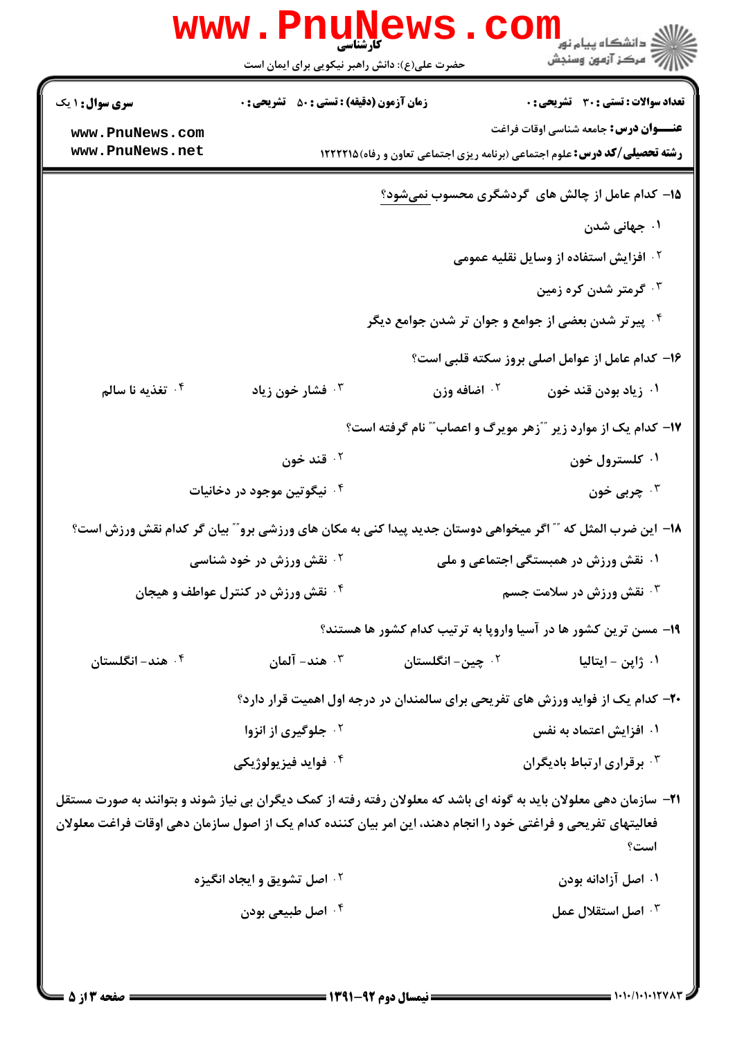۱۵- کدام عامل از چالش های گردشگری محسوب نمی‌شود؟

۱. جهانی شدن

۲. افزایش استفاده از وسایل نقلیه عمومی

۳. گرمتر شدن کره زمین

۴. پیرتر شدن بعضی از جوامع و جوان تر شدن جوامع دیگر

۱۶- کدام عامل از عوامل اصلی بروز سکته قلبی است؟

۱. زیاد بودن قند خون
۲. اضافه وزن
۳. فشار خون زیاد
۴. تغذیه نا سالم

۱۷- کدام یک از موارد زیر "زهر مویرگ و اعصاب" نام گرفته است؟

۱. کلسترول خون
۲. قند خون
۳. چربی خون
۴. نیگوتین موجود در دخانیات

۱۸- این ضرب المثل که " اگر میخواهی دوستان جدید پیدا کنی به مکان های ورزشی برو" بیان گر کدام نقش ورزش است؟

۱. نقش ورزش در همبستگی اجتماعی و ملی
۲. نقش ورزش در خود شناسی
۳. نقش ورزش در سلامت جسم
۴. نقش ورزش در کنترل عواطف و هیجان

۱۹- مسن ترین کشور ها در آسیا واروپا به ترتیب کدام کشور ها هستند؟

۱. ژاپن - ایتالیا
۲. چین - انگلستان
۳. هند - آلمان
۴. هند - انگلستان

۲۰- کدام یک از فواید ورزش های تفریحی برای سالمندان در درجه اول اهمیت قرار دارد؟

۱. افزایش اعتماد به نفس
۲. جلوگیری از انزوا
۳. برقراری ارتباط بادیگران
۴. فواید فیزیولوژیکی

۲۱- سازمان دهی معلولان باید به گونه ای باشد که معلولان رفته رفته از کمک دیگران بی نیاز شوند و بتوانند به صورت مستقل فعالیتهای تفریحی و فراغتی خود را انجام دهند، این امر بیان کننده کدام یک از اصول سازمان دهی اوقات فراغت معلولان است؟

۱. اصل آزادانه بودن
۲. اصل تشویق و ایجاد انگیزه
۳. اصل استقلال عمل
۴. اصل طبیعی بودن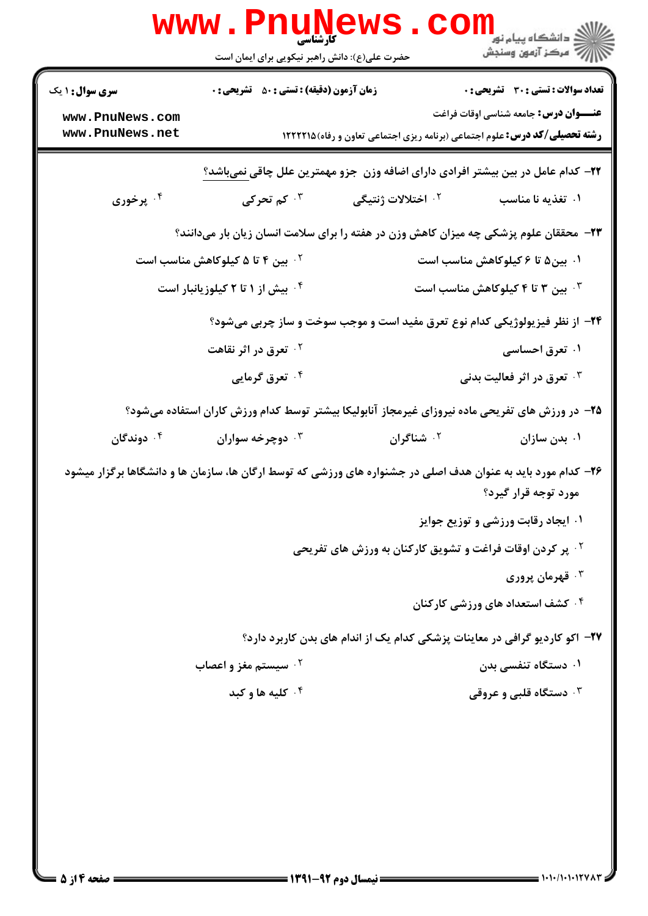**سری سوال:** ۱ یک

**زمان آزمون (دقیقه) : تستی :** ۵۰ **تشریحی :** ۰

**تعداد سوالات : تستی :** ۳۰ **تشریحی :** ۰

**عنـــوان درس:** جامعه شناسی اوقات فراغت

**رشته تحصیلی/کد درس:** علوم اجتماعی (برنامه ریزی اجتماعی تعاون و رفاه)۱۲۲۲۲۱۵

۲۲- کدام عامل در بین بیشتر افرادی دارای اضافه وزن جزو مهمترین علل چاقی نمی‌باشد؟

۱. تغذیه نا مناسب
۲. اختلالات ژنتیکی
۳. کم تحرکی
۴. پرخوری

۲۳- محققان علوم پزشکی چه میزان کاهش وزن در هفته را برای سلامت انسان زیان بار می‌دانند؟

۱. بین۵ تا ۶ کیلوکاهش مناسب است
۲. بین ۴ تا ۵ کیلوکاهش مناسب است
۳. بین ۳ تا ۴ کیلوکاهش مناسب است
۴. بیش از ۱ تا ۲ کیلوزیانبار است

۲۴- از نظر فیزیولوژیکی کدام نوع تعرق مفید است و موجب سوخت و ساز چربی می‌شود؟

۱. تعرق احساسی
۲. تعرق در اثر نقاهت
۳. تعرق در اثر فعالیت بدنی
۴. تعرق گرمایی

۲۵- در ورزش های تفریحی ماده نیروزای غیرمجاز آنابولیکا بیشتر توسط کدام ورزش کاران استفاده می‌شود؟

۱. بدن سازان
۲. شناگران
۳. دوچرخه سواران
۴. دوندگان

۲۶- کدام مورد باید به عنوان هدف اصلی در جشنواره های ورزشی که توسط ارگان ها، سازمان ها و دانشگاها برگزار میشود مورد توجه قرار گیرد؟

۱. ایجاد رقابت ورزشی و توزیع جوایز
۲. پر کردن اوقات فراغت و تشویق کارکنان به ورزش های تفریحی
۳. قهرمان پروری
۴. کشف استعداد های ورزشی کارکنان

۲۷- اکو کاردیو گرافی در معاینات پزشکی کدام یک از اندام های بدن کاربرد دارد؟

۱. دستگاه تنفسی بدن
۲. سیستم مغز و اعصاب
۳. دستگاه قلبی و عروقی
۴. کلیه ها و کبد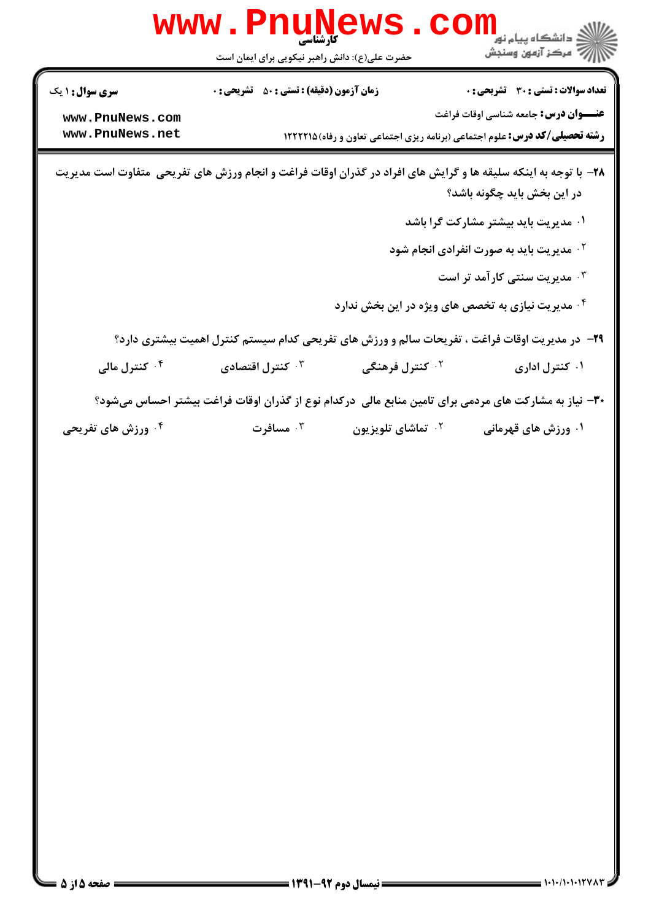۲۸- با توجه به اینکه سلیقه ها و گرایش های افراد در گذران اوقات فراغت و انجام ورزش های تفریحی متفاوت است مدیریت در این بخش باید چگونه باشد؟

۱. مدیریت باید بیشتر مشارکت گرا باشد

۲. مدیریت باید به صورت انفرادی انجام شود

۳. مدیریت سنتی کارآمد تر است

۴. مدیریت نیازی به تخصص های ویژه در این بخش ندارد

۲۹- در مدیریت اوقات فراغت ، تفریحات سالم و ورزش های تفریحی کدام سیستم کنترل اهمیت بیشتری دارد؟

۱. کنترل اداری
۲. کنترل فرهنگی
۳. کنترل اقتصادی
۴. کنترل مالی

۳۰- نیاز به مشارکت های مردمی برای تامین منابع مالی درکدام نوع از گذران اوقات فراغت بیشتر احساس می‌شود؟

۱. ورزش های قهرمانی
۲. تماشای تلویزیون
۳. مسافرت
۴. ورزش های تفریحی